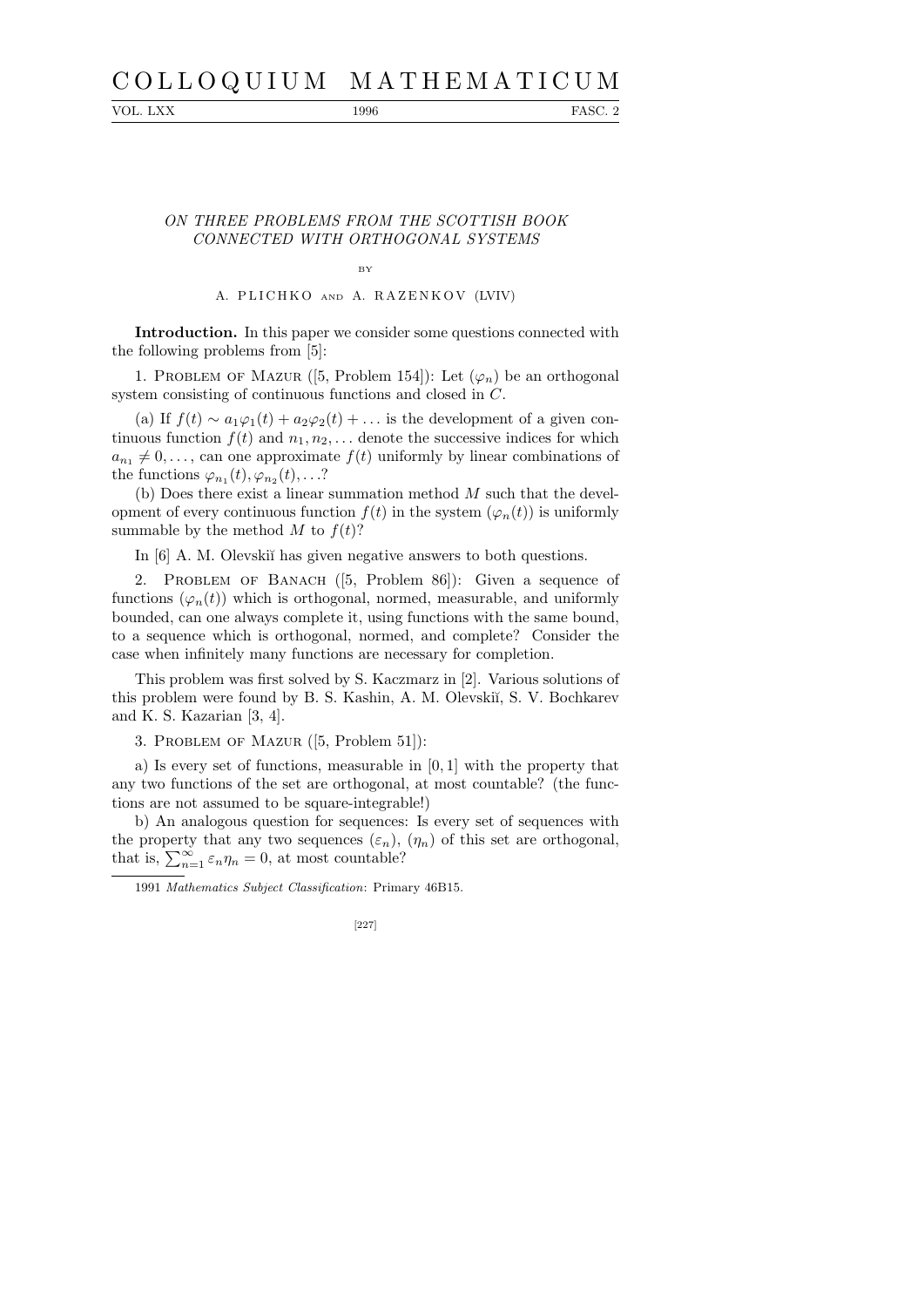# ON THREE PROBLEMS FROM THE SCOTTISH BOOK CONNECTED WITH ORTHOGONAL SYSTEMS

BY

A. PLICHKO AND A. RAZENKOV (LVIV)

**Introduction.** In this paper we consider some questions connected with the following problems from [5]:

1. Problem of Mazur ([5, Problem 154]): Let $(\varphi_n)$ be an orthogonal system consisting of continuous functions and closed in $C$.

(a) If $f(t) \sim a_1\varphi_1(t) + a_2\varphi_2(t) + \ldots$ is the development of a given continuous function $f(t)$ and $n_1, n_2, \ldots$ denote the successive indices for which $a_{n_1} \neq 0, \ldots$, can one approximate $f(t)$ uniformly by linear combinations of the functions $\varphi_{n_1}(t), \varphi_{n_2}(t), \ldots$?

(b) Does there exist a linear summation method $M$ such that the development of every continuous function $f(t)$ in the system $(\varphi_n(t))$ is uniformly summable by the method $M$ to $f(t)$?

In [6] A. M. Olevskiĭ has given negative answers to both questions.

2. Problem of Banach ([5, Problem 86]): Given a sequence of functions $(\varphi_n(t))$ which is orthogonal, normed, measurable, and uniformly bounded, can one always complete it, using functions with the same bound, to a sequence which is orthogonal, normed, and complete? Consider the case when infinitely many functions are necessary for completion.

This problem was first solved by S. Kaczmarz in [2]. Various solutions of this problem were found by B. S. Kashin, A. M. Olevskiĭ, S. V. Bochkarev and K. S. Kazarian [3, 4].

3. Problem of Mazur ([5, Problem 51]):

a) Is every set of functions, measurable in $[0, 1]$ with the property that any two functions of the set are orthogonal, at most countable? (the functions are not assumed to be square-integrable!)

b) An analogous question for sequences: Is every set of sequences with the property that any two sequences $(\varepsilon_n)$, $(\eta_n)$ of this set are orthogonal, that is, $\sum_{n=1}^{\infty} \varepsilon_n \eta_n = 0$, at most countable?

1991 *Mathematics Subject Classification*: Primary 46B15.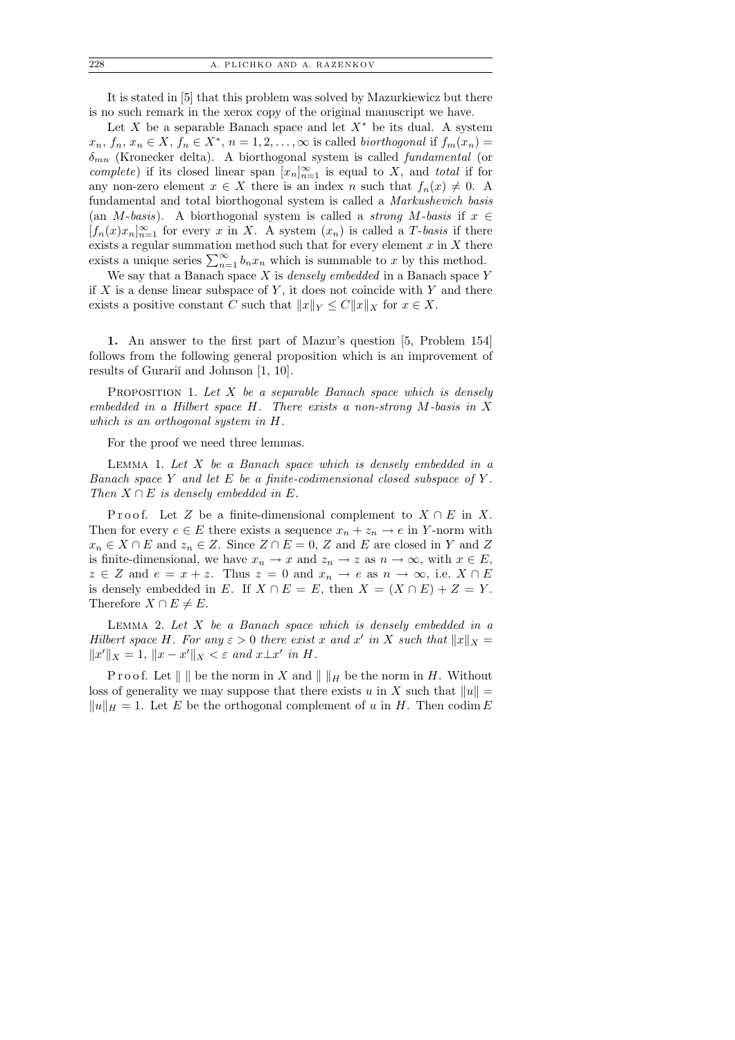It is stated in [5] that this problem was solved by Mazurkiewicz but there is no such remark in the xerox copy of the original manuscript we have.

Let $X$ be a separable Banach space and let $X^*$ be its dual. A system $x_n, f_n, x_n \in X, f_n \in X^*, n = 1, 2, \ldots, \infty$ is called *biorthogonal* if $f_m(x_n) = \delta_{mn}$ (Kronecker delta). A biorthogonal system is called *fundamental* (or *complete*) if its closed linear span $[x_n]_{n=1}^{\infty}$ is equal to $X$, and *total* if for any non-zero element $x \in X$ there is an index $n$ such that $f_n(x) \neq 0$. A fundamental and total biorthogonal system is called a *Markushevich basis* (an *M-basis*). A biorthogonal system is called a *strong M-basis* if $x \in [f_n(x)x_n]_{n=1}^{\infty}$ for every $x$ in $X$. A system $(x_n)$ is called a *T-basis* if there exists a regular summation method such that for every element $x$ in $X$ there exists a unique series $\sum_{n=1}^{\infty} b_n x_n$ which is summable to $x$ by this method.

We say that a Banach space $X$ is *densely embedded* in a Banach space $Y$ if $X$ is a dense linear subspace of $Y$, it does not coincide with $Y$ and there exists a positive constant $C$ such that $\|x\|_Y \leq C\|x\|_X$ for $x \in X$.

**1.** An answer to the first part of Mazur's question [5, Problem 154] follows from the following general proposition which is an improvement of results of Gurariĭ and Johnson [1, 10].

PROPOSITION 1. *Let $X$ be a separable Banach space which is densely embedded in a Hilbert space $H$. There exists a non-strong M-basis in $X$ which is an orthogonal system in $H$.*

For the proof we need three lemmas.

LEMMA 1. *Let $X$ be a Banach space which is densely embedded in a Banach space $Y$ and let $E$ be a finite-codimensional closed subspace of $Y$. Then $X \cap E$ is densely embedded in $E$.*

Proof. Let $Z$ be a finite-dimensional complement to $X \cap E$ in $X$. Then for every $e \in E$ there exists a sequence $x_n + z_n \to e$ in $Y$-norm with $x_n \in X \cap E$ and $z_n \in Z$. Since $Z \cap E = 0$, $Z$ and $E$ are closed in $Y$ and $Z$ is finite-dimensional, we have $x_n \to x$ and $z_n \to z$ as $n \to \infty$, with $x \in E$, $z \in Z$ and $e = x + z$. Thus $z = 0$ and $x_n \to e$ as $n \to \infty$, i.e. $X \cap E$ is densely embedded in $E$. If $X \cap E = E$, then $X = (X \cap E) + Z = Y$. Therefore $X \cap E \neq E$.

LEMMA 2. *Let $X$ be a Banach space which is densely embedded in a Hilbert space $H$. For any $\varepsilon > 0$ there exist $x$ and $x'$ in $X$ such that $\|x\|_X = \|x'\|_X = 1$, $\|x - x'\|_X < \varepsilon$ and $x \perp x'$ in $H$.*

Proof. Let $\|\ \|$ be the norm in $X$ and $\|\ \|_H$ be the norm in $H$. Without loss of generality we may suppose that there exists $u$ in $X$ such that $\|u\| = \|u\|_H = 1$. Let $E$ be the orthogonal complement of $u$ in $H$. Then $\operatorname{codim} E$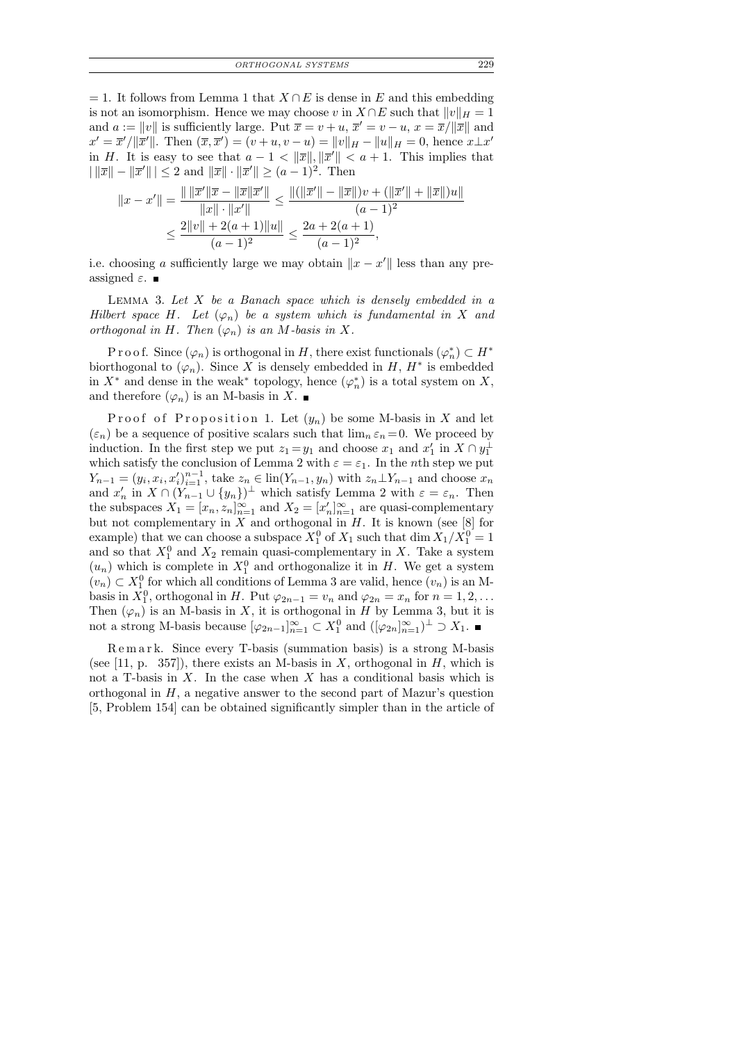= 1. It follows from Lemma 1 that $X \cap E$ is dense in $E$ and this embedding is not an isomorphism. Hence we may choose $v$ in $X \cap E$ such that $\|v\|_H = 1$ and $a := \|v\|$ is sufficiently large. Put $\overline{x} = v + u$, $\overline{x}' = v - u$, $x = \overline{x}/\|\overline{x}\|$ and $x' = \overline{x}'/\|\overline{x}'\|$. Then $(\overline{x}, \overline{x}') = (v + u, v - u) = \|v\|_H - \|u\|_H = 0$, hence $x \perp x'$ in $H$. It is easy to see that $a - 1 < \|\overline{x}\|, \|\overline{x}'\| < a + 1$. This implies that $|\,\|\overline{x}\| - \|\overline{x}'\|\,| \le 2$ and $\|\overline{x}\| \cdot \|\overline{x}'\| \ge (a-1)^2$. Then

$$\|x - x'\| = \frac{\|\,\|\overline{x}'\|\overline{x} - \|\overline{x}\|\overline{x}'\|}{\|x\| \cdot \|x'\|} \le \frac{\|(\|\overline{x}'\| - \|\overline{x}\|)v + (\|\overline{x}'\| + \|\overline{x}\|)u\|}{(a-1)^2}$$
$$\le \frac{2\|v\| + 2(a+1)\|u\|}{(a-1)^2} \le \frac{2a + 2(a+1)}{(a-1)^2},$$

i.e. choosing $a$ sufficiently large we may obtain $\|x - x'\|$ less than any preassigned $\varepsilon$. ∎

LEMMA 3. *Let $X$ be a Banach space which is densely embedded in a Hilbert space $H$. Let $(\varphi_n)$ be a system which is fundamental in $X$ and orthogonal in $H$. Then $(\varphi_n)$ is an $M$-basis in $X$.*

Proof. Since $(\varphi_n)$ is orthogonal in $H$, there exist functionals $(\varphi_n^*) \subset H^*$ biorthogonal to $(\varphi_n)$. Since $X$ is densely embedded in $H$, $H^*$ is embedded in $X^*$ and dense in the weak* topology, hence $(\varphi_n^*)$ is a total system on $X$, and therefore $(\varphi_n)$ is an M-basis in $X$. ∎

Proof of Proposition 1. Let $(y_n)$ be some M-basis in $X$ and let $(\varepsilon_n)$ be a sequence of positive scalars such that $\lim_n \varepsilon_n = 0$. We proceed by induction. In the first step we put $z_1 = y_1$ and choose $x_1$ and $x_1'$ in $X \cap y_1^\perp$ which satisfy the conclusion of Lemma 2 with $\varepsilon = \varepsilon_1$. In the $n$th step we put $Y_{n-1} = (y_i, x_i, x_i')_{i=1}^{n-1}$, take $z_n \in \operatorname{lin}(Y_{n-1}, y_n)$ with $z_n \perp Y_{n-1}$ and choose $x_n$ and $x_n'$ in $X \cap (Y_{n-1} \cup \{y_n\})^\perp$ which satisfy Lemma 2 with $\varepsilon = \varepsilon_n$. Then the subspaces $X_1 = [x_n, z_n]_{n=1}^\infty$ and $X_2 = [x_n']_{n=1}^\infty$ are quasi-complementary but not complementary in $X$ and orthogonal in $H$. It is known (see [8] for example) that we can choose a subspace $X_1^0$ of $X_1$ such that $\dim X_1/X_1^0 = 1$ and so that $X_1^0$ and $X_2$ remain quasi-complementary in $X$. Take a system $(u_n)$ which is complete in $X_1^0$ and orthogonalize it in $H$. We get a system $(v_n) \subset X_1^0$ for which all conditions of Lemma 3 are valid, hence $(v_n)$ is an M-basis in $X_1^0$, orthogonal in $H$. Put $\varphi_{2n-1} = v_n$ and $\varphi_{2n} = x_n$ for $n = 1, 2, \ldots$ Then $(\varphi_n)$ is an M-basis in $X$, it is orthogonal in $H$ by Lemma 3, but it is not a strong M-basis because $[\varphi_{2n-1}]_{n=1}^\infty \subset X_1^0$ and $([\varphi_{2n}]_{n=1}^\infty)^\perp \supset X_1$. ∎

Remark. Since every T-basis (summation basis) is a strong M-basis (see [11, p. 357]), there exists an M-basis in $X$, orthogonal in $H$, which is not a T-basis in $X$. In the case when $X$ has a conditional basis which is orthogonal in $H$, a negative answer to the second part of Mazur's question [5, Problem 154] can be obtained significantly simpler than in the article of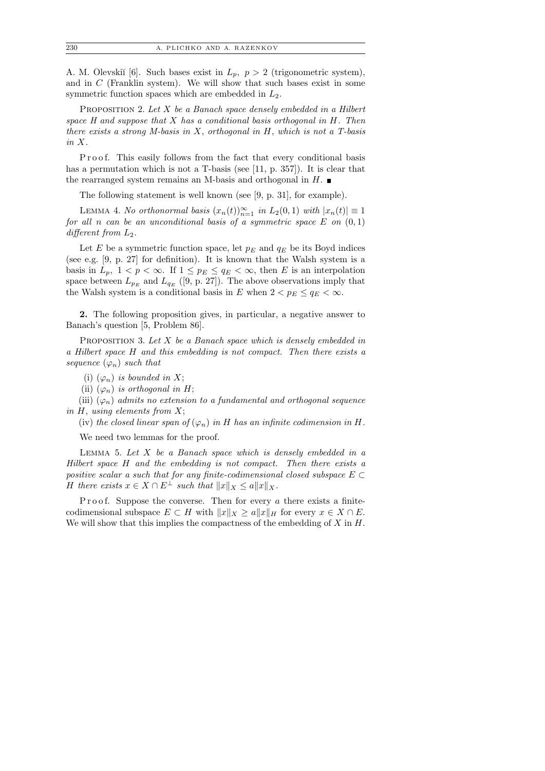A. M. Olevskiĭ [6]. Such bases exist in $L_p$, $p > 2$ (trigonometric system), and in $C$ (Franklin system). We will show that such bases exist in some symmetric function spaces which are embedded in $L_2$.

Proposition 2. *Let $X$ be a Banach space densely embedded in a Hilbert space $H$ and suppose that $X$ has a conditional basis orthogonal in $H$. Then there exists a strong M-basis in $X$, orthogonal in $H$, which is not a T-basis in $X$.*

Proof. This easily follows from the fact that every conditional basis has a permutation which is not a T-basis (see [11, p. 357]). It is clear that the rearranged system remains an M-basis and orthogonal in $H$. ∎

The following statement is well known (see [9, p. 31], for example).

Lemma 4. *No orthonormal basis $(x_n(t))_{n=1}^{\infty}$ in $L_2(0,1)$ with $|x_n(t)| \equiv 1$ for all $n$ can be an unconditional basis of a symmetric space $E$ on $(0,1)$ different from $L_2$.*

Let $E$ be a symmetric function space, let $p_E$ and $q_E$ be its Boyd indices (see e.g. [9, p. 27] for definition). It is known that the Walsh system is a basis in $L_p$, $1 < p < \infty$. If $1 \le p_E \le q_E < \infty$, then $E$ is an interpolation space between $L_{p_E}$ and $L_{q_E}$ ([9, p. 27]). The above observations imply that the Walsh system is a conditional basis in $E$ when $2 < p_E \le q_E < \infty$.

**2.** The following proposition gives, in particular, a negative answer to Banach's question [5, Problem 86].

Proposition 3. *Let $X$ be a Banach space which is densely embedded in a Hilbert space $H$ and this embedding is not compact. Then there exists a sequence $(\varphi_n)$ such that*

(i) *$(\varphi_n)$ is bounded in $X$;*

(ii) *$(\varphi_n)$ is orthogonal in $H$;*

(iii) *$(\varphi_n)$ admits no extension to a fundamental and orthogonal sequence in $H$, using elements from $X$;*

(iv) *the closed linear span of $(\varphi_n)$ in $H$ has an infinite codimension in $H$.*

We need two lemmas for the proof.

Lemma 5. *Let $X$ be a Banach space which is densely embedded in a Hilbert space $H$ and the embedding is not compact. Then there exists a positive scalar $a$ such that for any finite-codimensional closed subspace $E \subset H$ there exists $x \in X \cap E^{\perp}$ such that $\|x\|_X \le a\|x\|_X$.*

Proof. Suppose the converse. Then for every $a$ there exists a finite-codimensional subspace $E \subset H$ with $\|x\|_X \ge a\|x\|_H$ for every $x \in X \cap E$. We will show that this implies the compactness of the embedding of $X$ in $H$.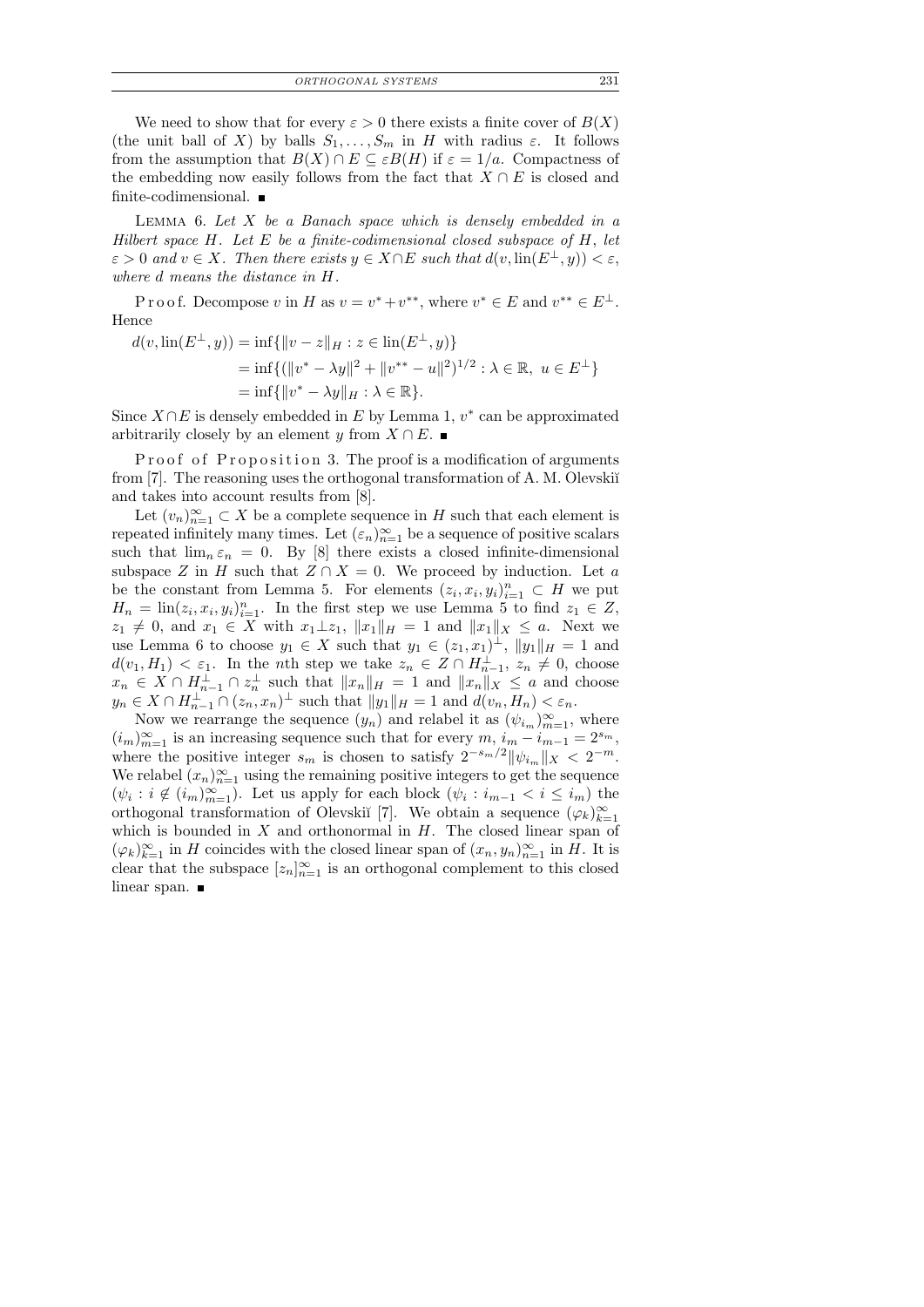We need to show that for every $\varepsilon > 0$ there exists a finite cover of $B(X)$ (the unit ball of $X$) by balls $S_1, \ldots, S_m$ in $H$ with radius $\varepsilon$. It follows from the assumption that $B(X) \cap E \subseteq \varepsilon B(H)$ if $\varepsilon = 1/a$. Compactness of the embedding now easily follows from the fact that $X \cap E$ is closed and finite-codimensional. ■

LEMMA 6. *Let $X$ be a Banach space which is densely embedded in a Hilbert space $H$. Let $E$ be a finite-codimensional closed subspace of $H$, let $\varepsilon > 0$ and $v \in X$. Then there exists $y \in X \cap E$ such that $d(v, \mathrm{lin}(E^\perp, y)) < \varepsilon$, where $d$ means the distance in $H$.*

Proof. Decompose $v$ in $H$ as $v = v^* + v^{**}$, where $v^* \in E$ and $v^{**} \in E^\perp$. Hence

$$
\begin{aligned}
d(v, \mathrm{lin}(E^\perp, y)) &= \inf\{\|v - z\|_H : z \in \mathrm{lin}(E^\perp, y)\} \\
&= \inf\{(\|v^* - \lambda y\|^2 + \|v^{**} - u\|^2)^{1/2} : \lambda \in \mathbb{R},\ u \in E^\perp\} \\
&= \inf\{\|v^* - \lambda y\|_H : \lambda \in \mathbb{R}\}.
\end{aligned}
$$

Since $X \cap E$ is densely embedded in $E$ by Lemma 1, $v^*$ can be approximated arbitrarily closely by an element $y$ from $X \cap E$. ■

Proof of Proposition 3. The proof is a modification of arguments from [7]. The reasoning uses the orthogonal transformation of A. M. Olevskiĭ and takes into account results from [8].

Let $(v_n)_{n=1}^\infty \subset X$ be a complete sequence in $H$ such that each element is repeated infinitely many times. Let $(\varepsilon_n)_{n=1}^\infty$ be a sequence of positive scalars such that $\lim_n \varepsilon_n = 0$. By [8] there exists a closed infinite-dimensional subspace $Z$ in $H$ such that $Z \cap X = 0$. We proceed by induction. Let $a$ be the constant from Lemma 5. For elements $(z_i, x_i, y_i)_{i=1}^n \subset H$ we put $H_n = \mathrm{lin}(z_i, x_i, y_i)_{i=1}^n$. In the first step we use Lemma 5 to find $z_1 \in Z$, $z_1 \neq 0$, and $x_1 \in X$ with $x_1 \perp z_1$, $\|x_1\|_H = 1$ and $\|x_1\|_X \leq a$. Next we use Lemma 6 to choose $y_1 \in X$ such that $y_1 \in (z_1, x_1)^\perp$, $\|y_1\|_H = 1$ and $d(v_1, H_1) < \varepsilon_1$. In the $n$th step we take $z_n \in Z \cap H_{n-1}^\perp$, $z_n \neq 0$, choose $x_n \in X \cap H_{n-1}^\perp \cap z_n^\perp$ such that $\|x_n\|_H = 1$ and $\|x_n\|_X \leq a$ and choose $y_n \in X \cap H_{n-1}^\perp \cap (z_n, x_n)^\perp$ such that $\|y_1\|_H = 1$ and $d(v_n, H_n) < \varepsilon_n$.

Now we rearrange the sequence $(y_n)$ and relabel it as $(\psi_{i_m})_{m=1}^\infty$, where $(i_m)_{m=1}^\infty$ is an increasing sequence such that for every $m$, $i_m - i_{m-1} = 2^{s_m}$, where the positive integer $s_m$ is chosen to satisfy $2^{-s_m/2}\|\psi_{i_m}\|_X < 2^{-m}$. We relabel $(x_n)_{n=1}^\infty$ using the remaining positive integers to get the sequence $(\psi_i : i \notin (i_m)_{m=1}^\infty)$. Let us apply for each block $(\psi_i : i_{m-1} < i \leq i_m)$ the orthogonal transformation of Olevskiĭ [7]. We obtain a sequence $(\varphi_k)_{k=1}^\infty$ which is bounded in $X$ and orthonormal in $H$. The closed linear span of $(\varphi_k)_{k=1}^\infty$ in $H$ coincides with the closed linear span of $(x_n, y_n)_{n=1}^\infty$ in $H$. It is clear that the subspace $[z_n]_{n=1}^\infty$ is an orthogonal complement to this closed linear span. ■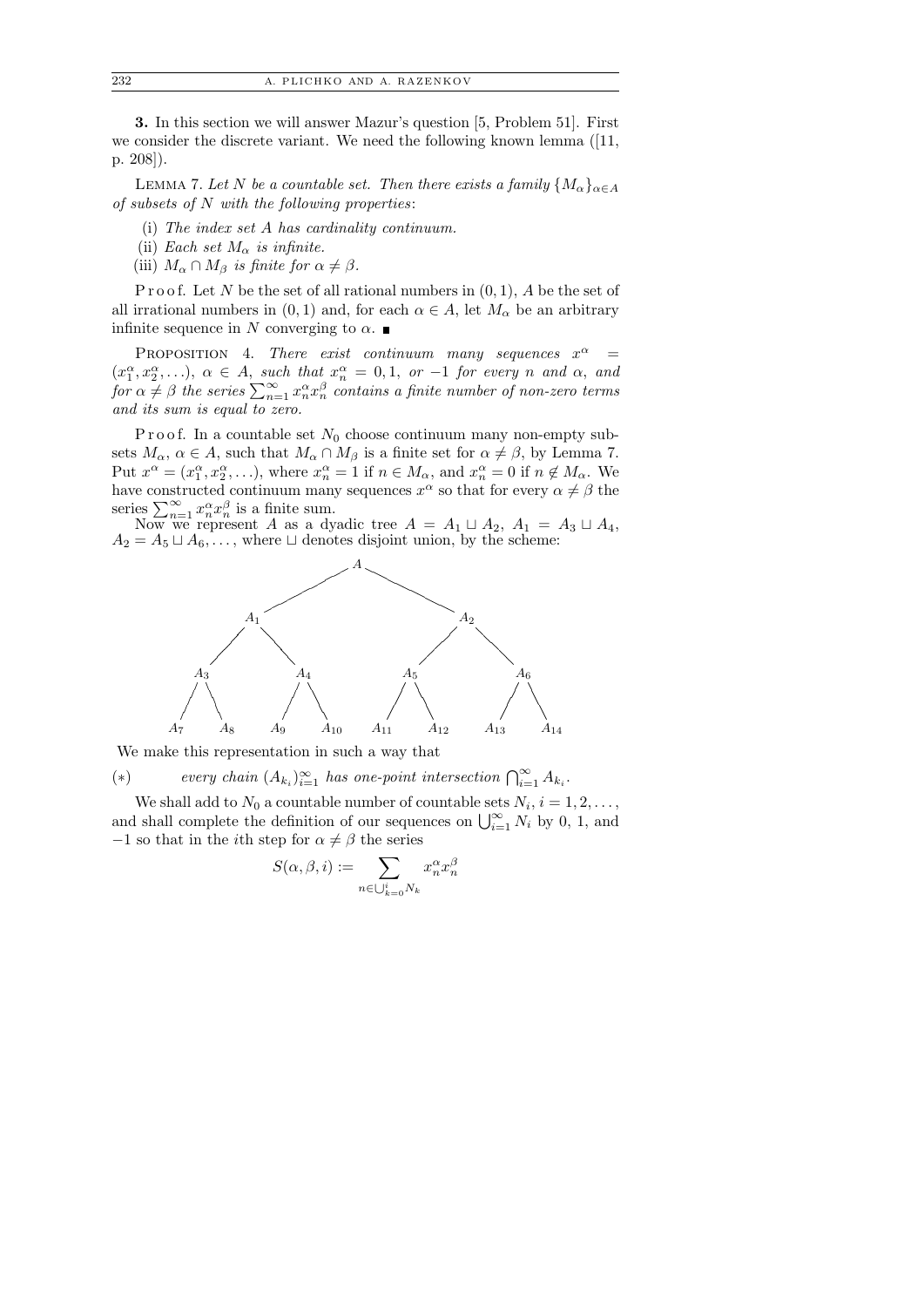**3.** In this section we will answer Mazur's question [5, Problem 51]. First we consider the discrete variant. We need the following known lemma ([11, p. 208]).

LEMMA 7. *Let $N$ be a countable set. Then there exists a family $\{M_\alpha\}_{\alpha\in A}$ of subsets of $N$ with the following properties*:

(i) *The index set $A$ has cardinality continuum.*

(ii) *Each set $M_\alpha$ is infinite.*

(iii) *$M_\alpha \cap M_\beta$ is finite for $\alpha \neq \beta$.*

Proof. Let $N$ be the set of all rational numbers in $(0,1)$, $A$ be the set of all irrational numbers in $(0,1)$ and, for each $\alpha \in A$, let $M_\alpha$ be an arbitrary infinite sequence in $N$ converging to $\alpha$. ∎

PROPOSITION 4. *There exist continuum many sequences $x^\alpha = (x_1^\alpha, x_2^\alpha, \ldots)$, $\alpha \in A$, such that $x_n^\alpha = 0, 1,$ or $-1$ for every $n$ and $\alpha$, and for $\alpha \neq \beta$ the series $\sum_{n=1}^\infty x_n^\alpha x_n^\beta$ contains a finite number of non-zero terms and its sum is equal to zero.*

Proof. In a countable set $N_0$ choose continuum many non-empty subsets $M_\alpha$, $\alpha \in A$, such that $M_\alpha \cap M_\beta$ is a finite set for $\alpha \neq \beta$, by Lemma 7. Put $x^\alpha = (x_1^\alpha, x_2^\alpha, \ldots)$, where $x_n^\alpha = 1$ if $n \in M_\alpha$, and $x_n^\alpha = 0$ if $n \notin M_\alpha$. We have constructed continuum many sequences $x^\alpha$ so that for every $\alpha \neq \beta$ the series $\sum_{n=1}^\infty x_n^\alpha x_n^\beta$ is a finite sum.

Now we represent $A$ as a dyadic tree $A = A_1 \sqcup A_2$, $A_1 = A_3 \sqcup A_4$, $A_2 = A_5 \sqcup A_6, \ldots$, where $\sqcup$ denotes disjoint union, by the scheme:

```
                         A
             /                      \
           A1                        A2
        /      \                  /      \
      A3        A4              A5        A6
     /  \      /  \            /  \      /  \
   A7    A8  A9    A10      A11   A12  A13   A14
```

We make this representation in such a way that

$(*)$ *every chain $(A_{k_i})_{i=1}^\infty$ has one-point intersection $\bigcap_{i=1}^\infty A_{k_i}$.*

We shall add to $N_0$ a countable number of countable sets $N_i$, $i = 1, 2, \ldots$, and shall complete the definition of our sequences on $\bigcup_{i=1}^\infty N_i$ by 0, 1, and $-1$ so that in the $i$th step for $\alpha \neq \beta$ the series

$$S(\alpha, \beta, i) := \sum_{n \in \bigcup_{k=0}^{i} N_k} x_n^\alpha x_n^\beta$$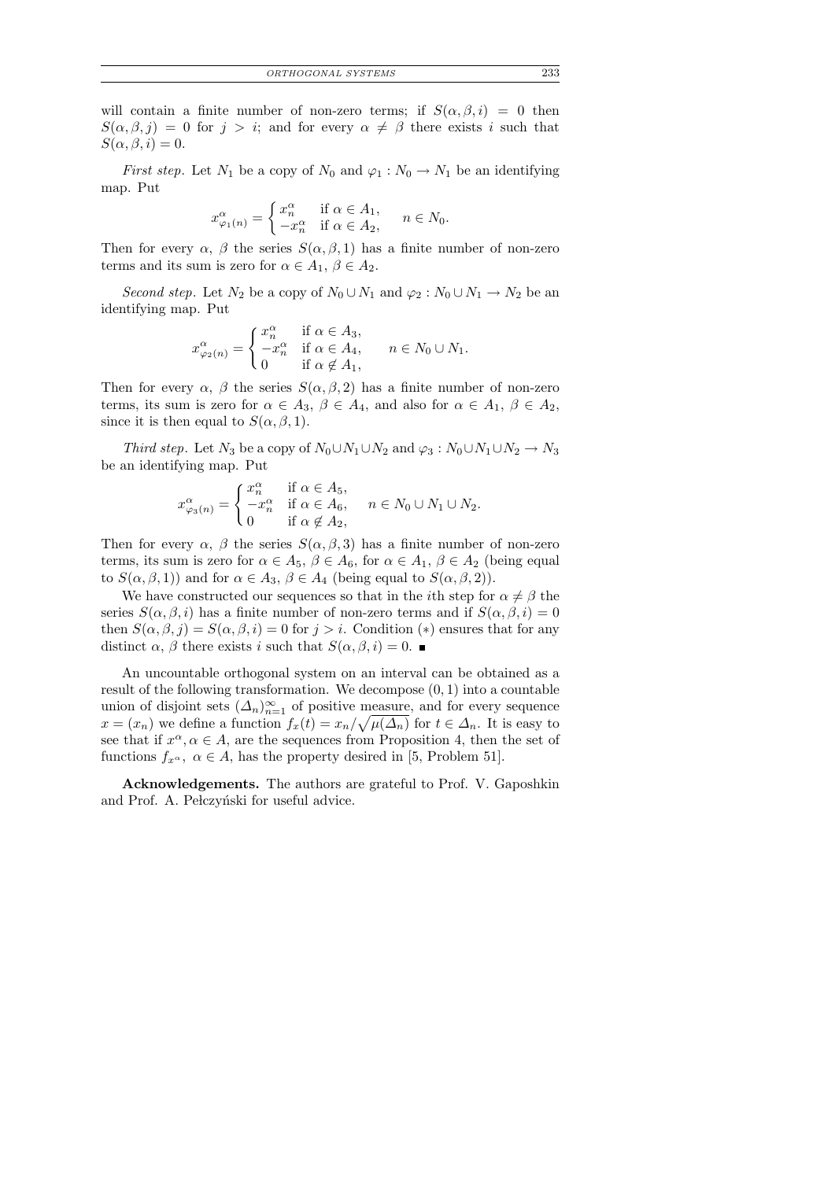will contain a finite number of non-zero terms; if $S(\alpha, \beta, i) = 0$ then $S(\alpha, \beta, j) = 0$ for $j > i$; and for every $\alpha \neq \beta$ there exists $i$ such that $S(\alpha, \beta, i) = 0$.

*First step.* Let $N_1$ be a copy of $N_0$ and $\varphi_1 : N_0 \to N_1$ be an identifying map. Put

$$x^\alpha_{\varphi_1(n)} = \begin{cases} x^\alpha_n & \text{if } \alpha \in A_1, \\ -x^\alpha_n & \text{if } \alpha \in A_2, \end{cases} \qquad n \in N_0.$$

Then for every $\alpha$, $\beta$ the series $S(\alpha, \beta, 1)$ has a finite number of non-zero terms and its sum is zero for $\alpha \in A_1$, $\beta \in A_2$.

*Second step.* Let $N_2$ be a copy of $N_0 \cup N_1$ and $\varphi_2 : N_0 \cup N_1 \to N_2$ be an identifying map. Put

$$x^\alpha_{\varphi_2(n)} = \begin{cases} x^\alpha_n & \text{if } \alpha \in A_3, \\ -x^\alpha_n & \text{if } \alpha \in A_4, \\ 0 & \text{if } \alpha \notin A_1, \end{cases} \qquad n \in N_0 \cup N_1.$$

Then for every $\alpha$, $\beta$ the series $S(\alpha, \beta, 2)$ has a finite number of non-zero terms, its sum is zero for $\alpha \in A_3$, $\beta \in A_4$, and also for $\alpha \in A_1$, $\beta \in A_2$, since it is then equal to $S(\alpha, \beta, 1)$.

*Third step.* Let $N_3$ be a copy of $N_0 \cup N_1 \cup N_2$ and $\varphi_3 : N_0 \cup N_1 \cup N_2 \to N_3$ be an identifying map. Put

$$x^\alpha_{\varphi_3(n)} = \begin{cases} x^\alpha_n & \text{if } \alpha \in A_5, \\ -x^\alpha_n & \text{if } \alpha \in A_6, \\ 0 & \text{if } \alpha \notin A_2, \end{cases} \qquad n \in N_0 \cup N_1 \cup N_2.$$

Then for every $\alpha$, $\beta$ the series $S(\alpha, \beta, 3)$ has a finite number of non-zero terms, its sum is zero for $\alpha \in A_5$, $\beta \in A_6$, for $\alpha \in A_1$, $\beta \in A_2$ (being equal to $S(\alpha, \beta, 1)$) and for $\alpha \in A_3$, $\beta \in A_4$ (being equal to $S(\alpha, \beta, 2)$).

We have constructed our sequences so that in the $i$th step for $\alpha \neq \beta$ the series $S(\alpha, \beta, i)$ has a finite number of non-zero terms and if $S(\alpha, \beta, i) = 0$ then $S(\alpha, \beta, j) = S(\alpha, \beta, i) = 0$ for $j > i$. Condition $(*)$ ensures that for any distinct $\alpha$, $\beta$ there exists $i$ such that $S(\alpha, \beta, i) = 0$. ∎

An uncountable orthogonal system on an interval can be obtained as a result of the following transformation. We decompose $(0, 1)$ into a countable union of disjoint sets $(\Delta_n)_{n=1}^\infty$ of positive measure, and for every sequence $x = (x_n)$ we define a function $f_x(t) = x_n/\sqrt{\mu(\Delta_n)}$ for $t \in \Delta_n$. It is easy to see that if $x^\alpha, \alpha \in A$, are the sequences from Proposition 4, then the set of functions $f_{x^\alpha}$, $\alpha \in A$, has the property desired in [5, Problem 51].

**Acknowledgements.** The authors are grateful to Prof. V. Gaposhkin and Prof. A. Pełczyński for useful advice.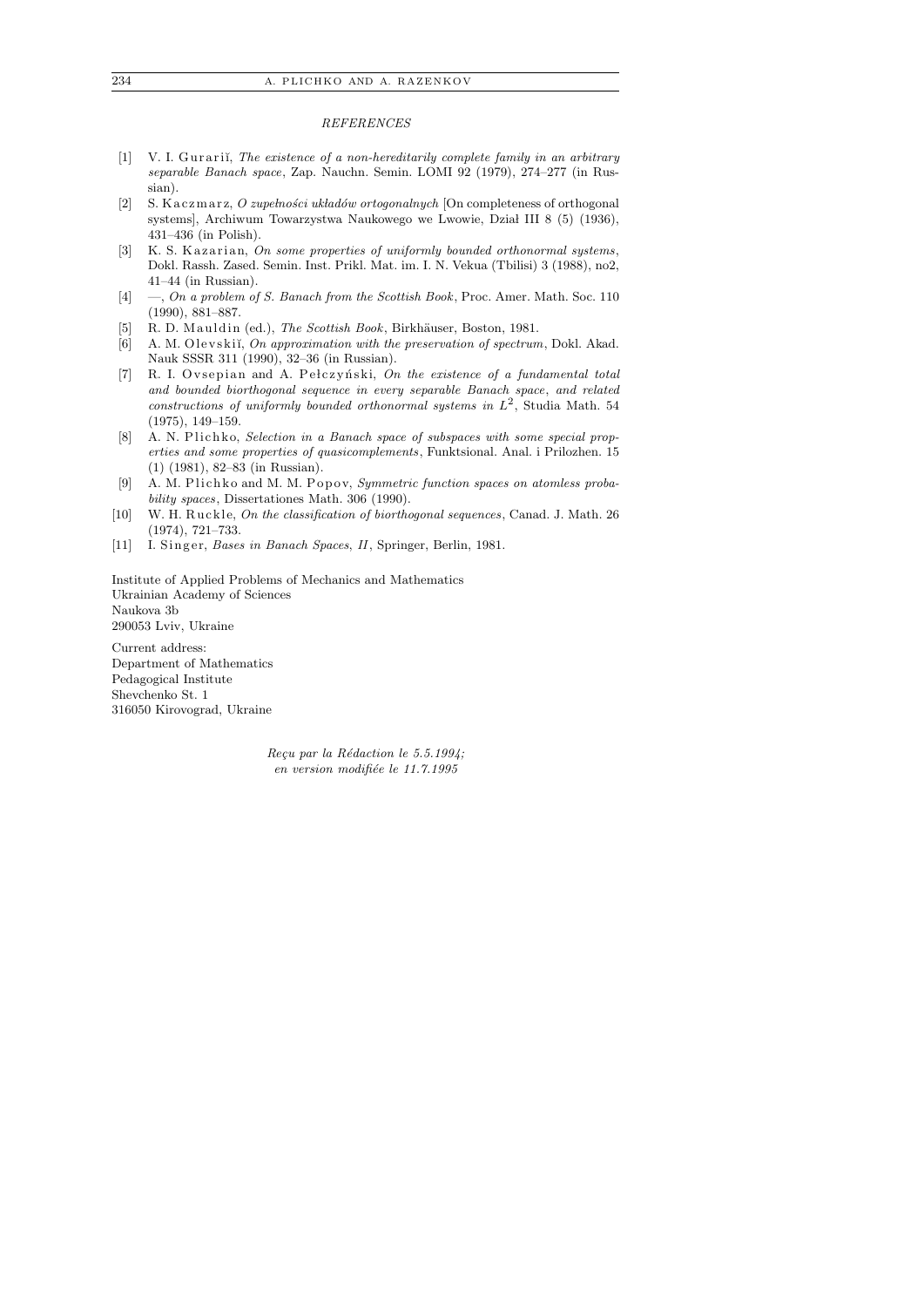## REFERENCES

[1] V. I. Gurariĭ, *The existence of a non-hereditarily complete family in an arbitrary separable Banach space*, Zap. Nauchn. Semin. LOMI 92 (1979), 274–277 (in Russian).

[2] S. Kaczmarz, *O zupełności układów ortogonalnych* [On completeness of orthogonal systems], Archiwum Towarzystwa Naukowego we Lwowie, Dział III 8 (5) (1936), 431–436 (in Polish).

[3] K. S. Kazarian, *On some properties of uniformly bounded orthonormal systems*, Dokl. Rassh. Zased. Semin. Inst. Prikl. Mat. im. I. N. Vekua (Tbilisi) 3 (1988), no2, 41–44 (in Russian).

[4] —, *On a problem of S. Banach from the Scottish Book*, Proc. Amer. Math. Soc. 110 (1990), 881–887.

[5] R. D. Mauldin (ed.), *The Scottish Book*, Birkhäuser, Boston, 1981.

[6] A. M. Olevskiĭ, *On approximation with the preservation of spectrum*, Dokl. Akad. Nauk SSSR 311 (1990), 32–36 (in Russian).

[7] R. I. Ovsepian and A. Pełczyński, *On the existence of a fundamental total and bounded biorthogonal sequence in every separable Banach space, and related constructions of uniformly bounded orthonormal systems in $L^2$*, Studia Math. 54 (1975), 149–159.

[8] A. N. Plichko, *Selection in a Banach space of subspaces with some special properties and some properties of quasicomplements*, Funktsional. Anal. i Prilozhen. 15 (1) (1981), 82–83 (in Russian).

[9] A. M. Plichko and M. M. Popov, *Symmetric function spaces on atomless probability spaces*, Dissertationes Math. 306 (1990).

[10] W. H. Ruckle, *On the classification of biorthogonal sequences*, Canad. J. Math. 26 (1974), 721–733.

[11] I. Singer, *Bases in Banach Spaces, II*, Springer, Berlin, 1981.

Institute of Applied Problems of Mechanics and Mathematics
Ukrainian Academy of Sciences
Naukova 3b
290053 Lviv, Ukraine

Current address:
Department of Mathematics
Pedagogical Institute
Shevchenko St. 1
316050 Kirovograd, Ukraine

*Reçu par la Rédaction le 5.5.1994;*
*en version modifiée le 11.7.1995*